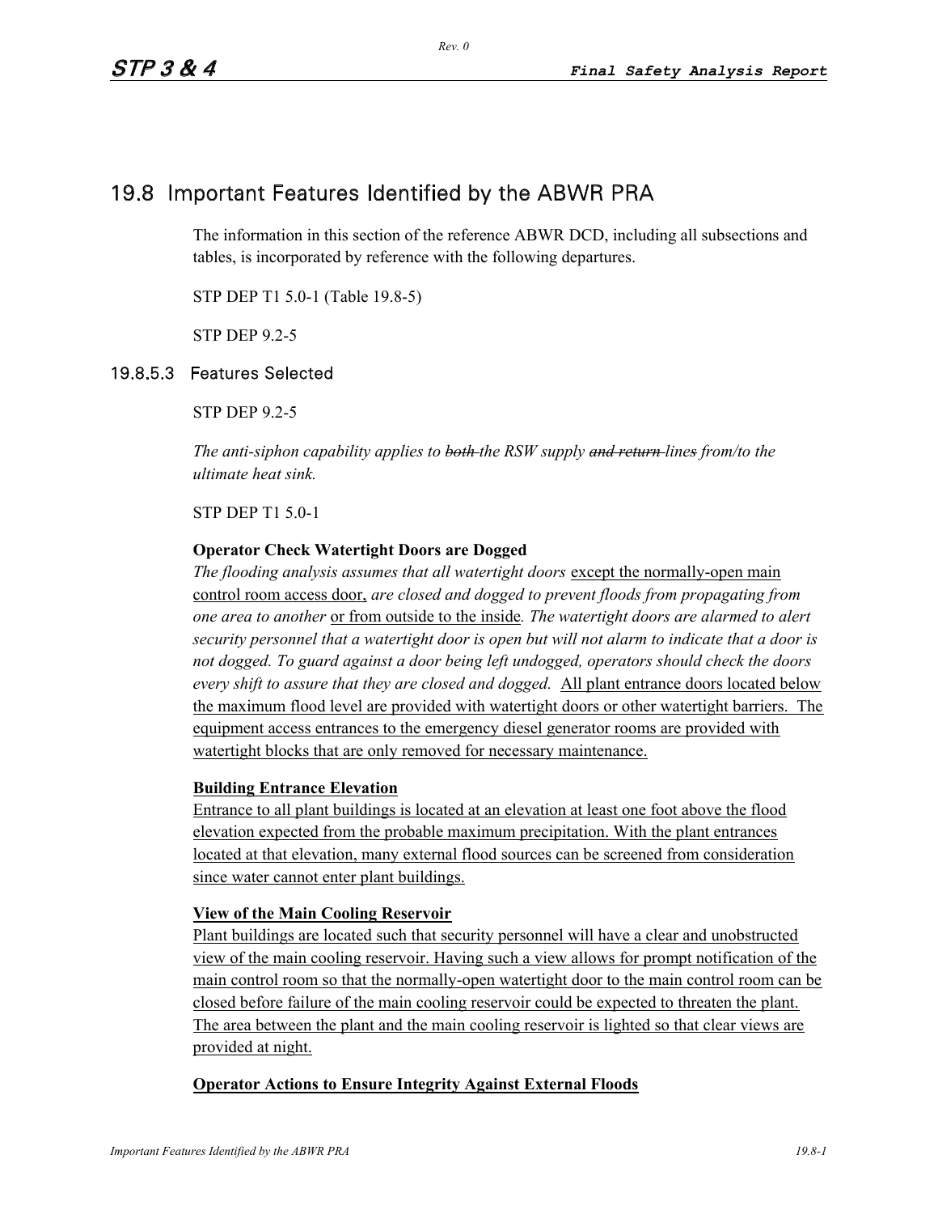## 19.8 Important Features Identified by the ABWR PRA

The information in this section of the reference ABWR DCD, including all subsections and tables, is incorporated by reference with the following departures.

STP DEP T1 5.0-1 (Table 19.8-5)

STP DEP 9.2-5

### 19.8.5.3 Features Selected

STP DEP 9.2-5

*The anti-siphon capability applies to ~~both~~ the RSW supply ~~and return~~ lines from/to the ultimate heat sink.*

STP DEP T1 5.0-1

**Operator Check Watertight Doors are Dogged**

*The flooding analysis assumes that all watertight doors* <u>except the normally-open main control room access door,</u> *are closed and dogged to prevent floods from propagating from one area to another* <u>or from outside to the inside</u>*. The watertight doors are alarmed to alert security personnel that a watertight door is open but will not alarm to indicate that a door is not dogged. To guard against a door being left undogged, operators should check the doors every shift to assure that they are closed and dogged.* <u>All plant entrance doors located below the maximum flood level are provided with watertight doors or other watertight barriers. The equipment access entrances to the emergency diesel generator rooms are provided with watertight blocks that are only removed for necessary maintenance.</u>

<u>**Building Entrance Elevation**</u>

<u>Entrance to all plant buildings is located at an elevation at least one foot above the flood elevation expected from the probable maximum precipitation. With the plant entrances located at that elevation, many external flood sources can be screened from consideration since water cannot enter plant buildings.</u>

<u>**View of the Main Cooling Reservoir**</u>

<u>Plant buildings are located such that security personnel will have a clear and unobstructed view of the main cooling reservoir. Having such a view allows for prompt notification of the main control room so that the normally-open watertight door to the main control room can be closed before failure of the main cooling reservoir could be expected to threaten the plant. The area between the plant and the main cooling reservoir is lighted so that clear views are provided at night.</u>

<u>**Operator Actions to Ensure Integrity Against External Floods**</u>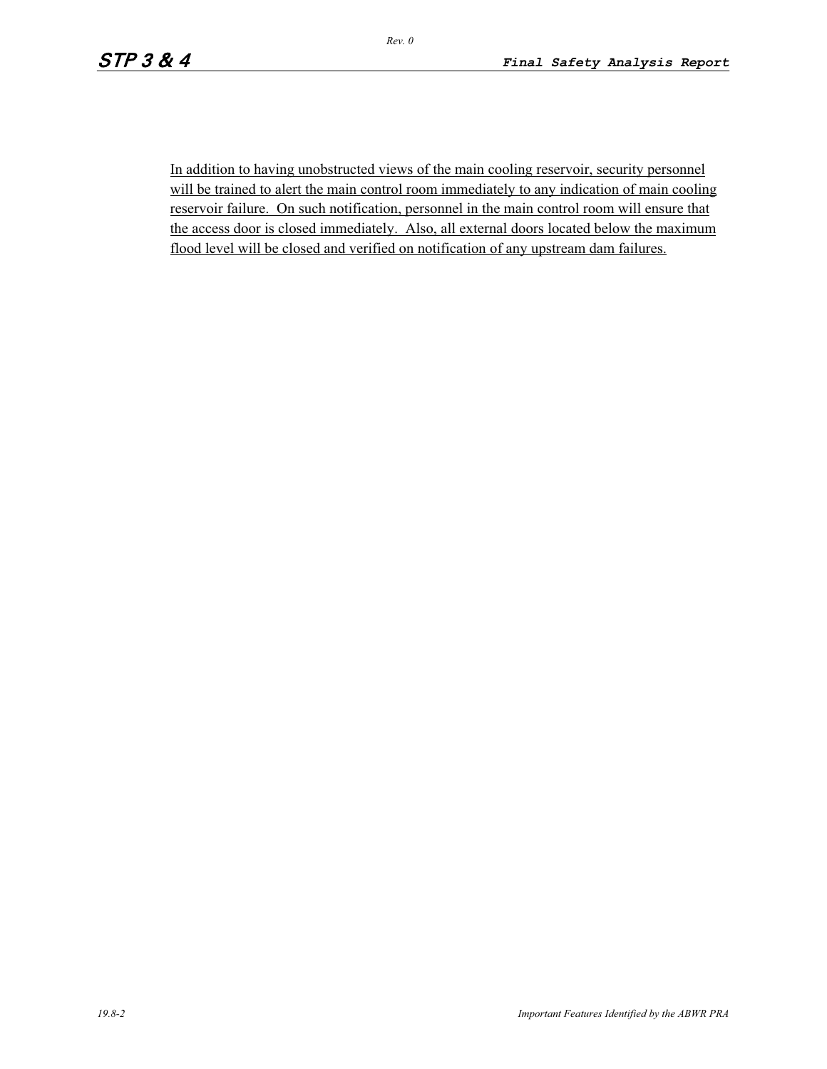In addition to having unobstructed views of the main cooling reservoir, security personnel will be trained to alert the main control room immediately to any indication of main cooling reservoir failure. On such notification, personnel in the main control room will ensure that the access door is closed immediately. Also, all external doors located below the maximum flood level will be closed and verified on notification of any upstream dam failures.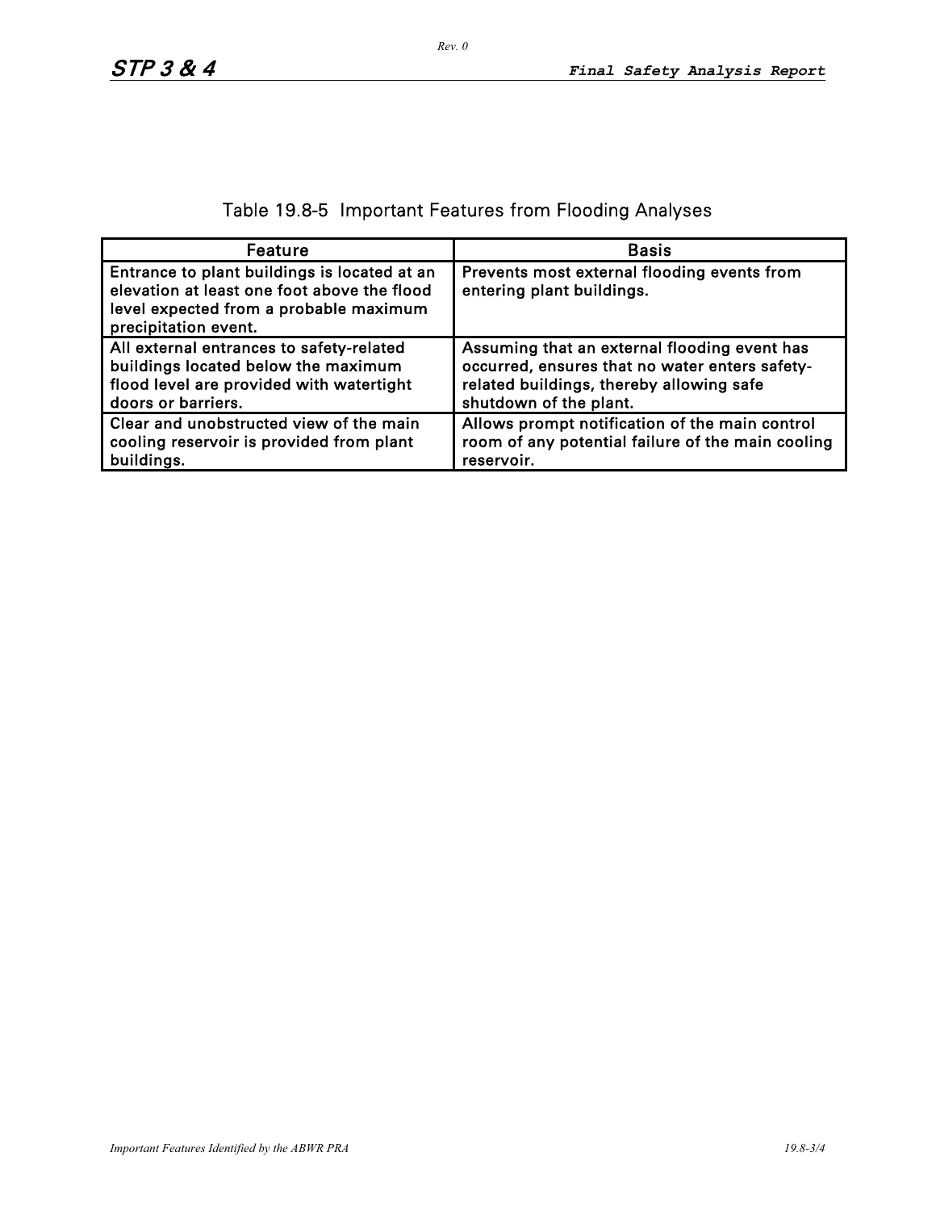Table 19.8-5 Important Features from Flooding Analyses

| Feature | Basis |
|---|---|
| Entrance to plant buildings is located at an elevation at least one foot above the flood level expected from a probable maximum precipitation event. | Prevents most external flooding events from entering plant buildings. |
| All external entrances to safety-related buildings located below the maximum flood level are provided with watertight doors or barriers. | Assuming that an external flooding event has occurred, ensures that no water enters safety-related buildings, thereby allowing safe shutdown of the plant. |
| Clear and unobstructed view of the main cooling reservoir is provided from plant buildings. | Allows prompt notification of the main control room of any potential failure of the main cooling reservoir. |